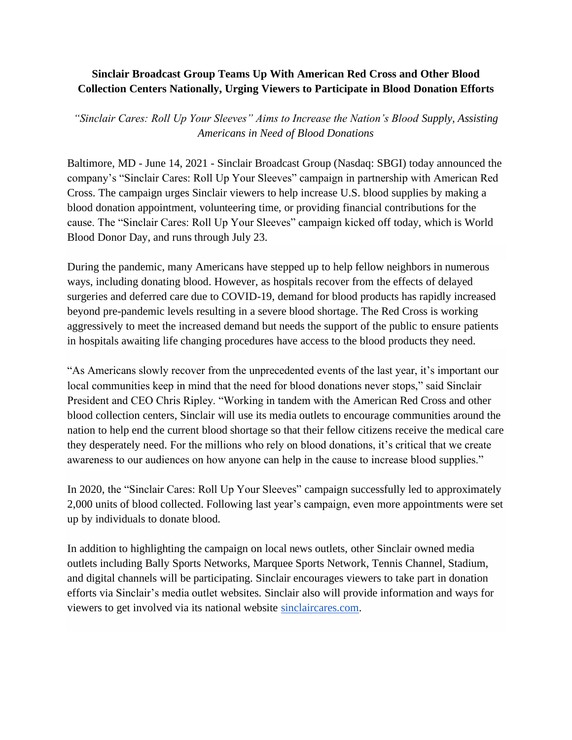**Sinclair Broadcast Group Teams Up With American Red Cross and Other Blood Collection Centers Nationally, Urging Viewers to Participate in Blood Donation Efforts**

*"Sinclair Cares: Roll Up Your Sleeves" Aims to Increase the Nation's Blood Supply, Assisting Americans in Need of Blood Donations*

Baltimore, MD - June 14, 2021 - Sinclair Broadcast Group (Nasdaq: SBGI) today announced the company's "Sinclair Cares: Roll Up Your Sleeves" campaign in partnership with American Red Cross. The campaign urges Sinclair viewers to help increase U.S. blood supplies by making a blood donation appointment, volunteering time, or providing financial contributions for the cause. The "Sinclair Cares: Roll Up Your Sleeves" campaign kicked off today, which is World Blood Donor Day, and runs through July 23.

During the pandemic, many Americans have stepped up to help fellow neighbors in numerous ways, including donating blood. However, as hospitals recover from the effects of delayed surgeries and deferred care due to COVID-19, demand for blood products has rapidly increased beyond pre-pandemic levels resulting in a severe blood shortage. The Red Cross is working aggressively to meet the increased demand but needs the support of the public to ensure patients in hospitals awaiting life changing procedures have access to the blood products they need.

"As Americans slowly recover from the unprecedented events of the last year, it's important our local communities keep in mind that the need for blood donations never stops," said Sinclair President and CEO Chris Ripley. "Working in tandem with the American Red Cross and other blood collection centers, Sinclair will use its media outlets to encourage communities around the nation to help end the current blood shortage so that their fellow citizens receive the medical care they desperately need. For the millions who rely on blood donations, it's critical that we create awareness to our audiences on how anyone can help in the cause to increase blood supplies."

In 2020, the "Sinclair Cares: Roll Up Your Sleeves" campaign successfully led to approximately 2,000 units of blood collected. Following last year's campaign, even more appointments were set up by individuals to donate blood.

In addition to highlighting the campaign on local news outlets, other Sinclair owned media outlets including Bally Sports Networks, Marquee Sports Network, Tennis Channel, Stadium, and digital channels will be participating. Sinclair encourages viewers to take part in donation efforts via Sinclair's media outlet websites. Sinclair also will provide information and ways for viewers to get involved via its national website [sinclaircares.com](sinclaircares.com).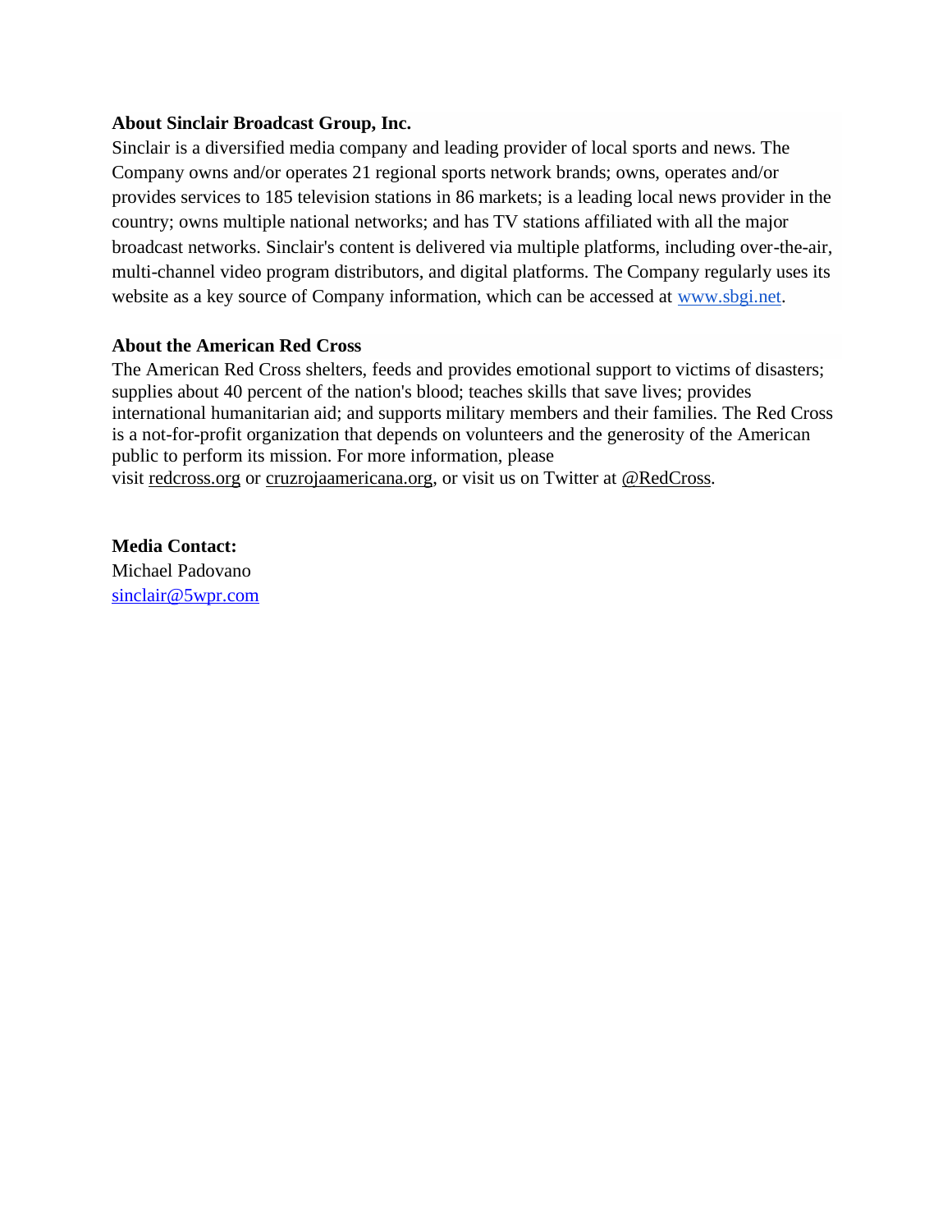**About Sinclair Broadcast Group, Inc.**

Sinclair is a diversified media company and leading provider of local sports and news. The Company owns and/or operates 21 regional sports network brands; owns, operates and/or provides services to 185 television stations in 86 markets; is a leading local news provider in the country; owns multiple national networks; and has TV stations affiliated with all the major broadcast networks. Sinclair's content is delivered via multiple platforms, including over-the-air, multi-channel video program distributors, and digital platforms. The Company regularly uses its website as a key source of Company information, which can be accessed at www.sbgi.net.

**About the American Red Cross**

The American Red Cross shelters, feeds and provides emotional support to victims of disasters; supplies about 40 percent of the nation's blood; teaches skills that save lives; provides international humanitarian aid; and supports military members and their families. The Red Cross is a not-for-profit organization that depends on volunteers and the generosity of the American public to perform its mission. For more information, please visit redcross.org or cruzrojaamericana.org, or visit us on Twitter at @RedCross.

**Media Contact:**
Michael Padovano
sinclair@5wpr.com